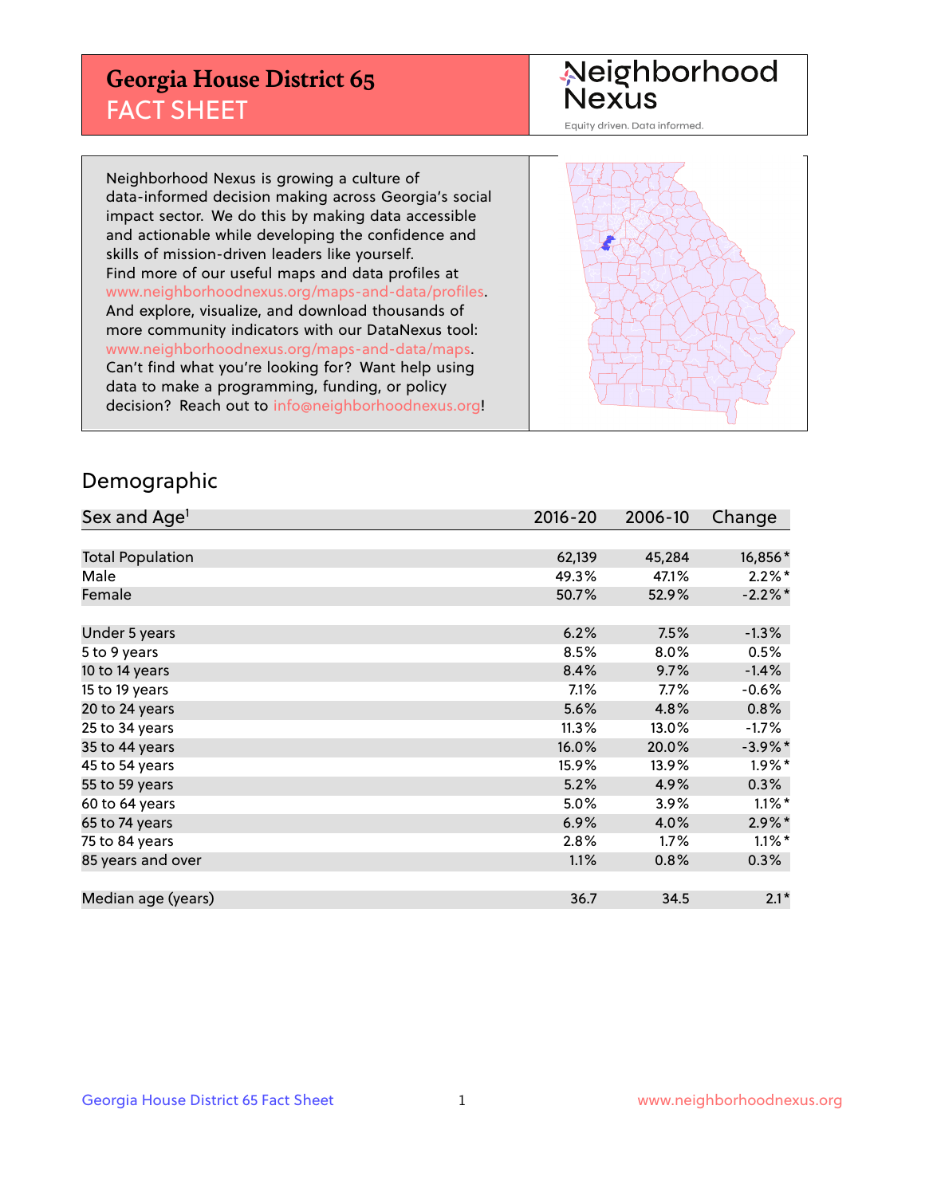# Georgia House District 65
## FACT SHEET

Neighborhood Nexus
Equity driven. Data informed.

Neighborhood Nexus is growing a culture of data-informed decision making across Georgia's social impact sector. We do this by making data accessible and actionable while developing the confidence and skills of mission-driven leaders like yourself. Find more of our useful maps and data profiles at www.neighborhoodnexus.org/maps-and-data/profiles. And explore, visualize, and download thousands of more community indicators with our DataNexus tool: www.neighborhoodnexus.org/maps-and-data/maps. Can't find what you're looking for? Want help using data to make a programming, funding, or policy decision? Reach out to info@neighborhoodnexus.org!

## Demographic

| Sex and Age[1] | 2016-20 | 2006-10 | Change |
|---|---|---|---|
| Total Population | 62,139 | 45,284 | 16,856* |
| Male | 49.3% | 47.1% | 2.2%* |
| Female | 50.7% | 52.9% | -2.2%* |
| | | | |
| Under 5 years | 6.2% | 7.5% | -1.3% |
| 5 to 9 years | 8.5% | 8.0% | 0.5% |
| 10 to 14 years | 8.4% | 9.7% | -1.4% |
| 15 to 19 years | 7.1% | 7.7% | -0.6% |
| 20 to 24 years | 5.6% | 4.8% | 0.8% |
| 25 to 34 years | 11.3% | 13.0% | -1.7% |
| 35 to 44 years | 16.0% | 20.0% | -3.9%* |
| 45 to 54 years | 15.9% | 13.9% | 1.9%* |
| 55 to 59 years | 5.2% | 4.9% | 0.3% |
| 60 to 64 years | 5.0% | 3.9% | 1.1%* |
| 65 to 74 years | 6.9% | 4.0% | 2.9%* |
| 75 to 84 years | 2.8% | 1.7% | 1.1%* |
| 85 years and over | 1.1% | 0.8% | 0.3% |
| | | | |
| Median age (years) | 36.7 | 34.5 | 2.1* |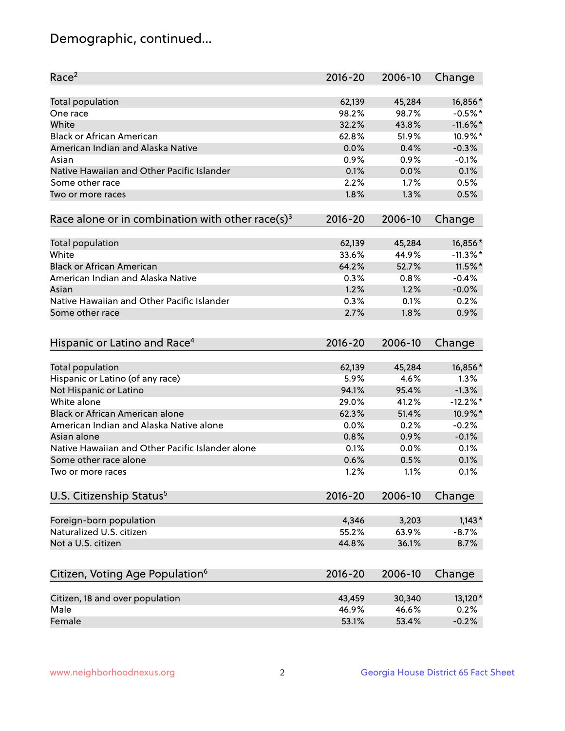# Demographic, continued...

| Race[2] | 2016-20 | 2006-10 | Change |
|---|---|---|---|
| Total population | 62,139 | 45,284 | 16,856* |
| One race | 98.2% | 98.7% | -0.5%* |
| White | 32.2% | 43.8% | -11.6%* |
| Black or African American | 62.8% | 51.9% | 10.9%* |
| American Indian and Alaska Native | 0.0% | 0.4% | -0.3% |
| Asian | 0.9% | 0.9% | -0.1% |
| Native Hawaiian and Other Pacific Islander | 0.1% | 0.0% | 0.1% |
| Some other race | 2.2% | 1.7% | 0.5% |
| Two or more races | 1.8% | 1.3% | 0.5% |

| Race alone or in combination with other race(s)[3] | 2016-20 | 2006-10 | Change |
|---|---|---|---|
| Total population | 62,139 | 45,284 | 16,856* |
| White | 33.6% | 44.9% | -11.3%* |
| Black or African American | 64.2% | 52.7% | 11.5%* |
| American Indian and Alaska Native | 0.3% | 0.8% | -0.4% |
| Asian | 1.2% | 1.2% | -0.0% |
| Native Hawaiian and Other Pacific Islander | 0.3% | 0.1% | 0.2% |
| Some other race | 2.7% | 1.8% | 0.9% |

| Hispanic or Latino and Race[4] | 2016-20 | 2006-10 | Change |
|---|---|---|---|
| Total population | 62,139 | 45,284 | 16,856* |
| Hispanic or Latino (of any race) | 5.9% | 4.6% | 1.3% |
| Not Hispanic or Latino | 94.1% | 95.4% | -1.3% |
| White alone | 29.0% | 41.2% | -12.2%* |
| Black or African American alone | 62.3% | 51.4% | 10.9%* |
| American Indian and Alaska Native alone | 0.0% | 0.2% | -0.2% |
| Asian alone | 0.8% | 0.9% | -0.1% |
| Native Hawaiian and Other Pacific Islander alone | 0.1% | 0.0% | 0.1% |
| Some other race alone | 0.6% | 0.5% | 0.1% |
| Two or more races | 1.2% | 1.1% | 0.1% |

| U.S. Citizenship Status[5] | 2016-20 | 2006-10 | Change |
|---|---|---|---|
| Foreign-born population | 4,346 | 3,203 | 1,143* |
| Naturalized U.S. citizen | 55.2% | 63.9% | -8.7% |
| Not a U.S. citizen | 44.8% | 36.1% | 8.7% |

| Citizen, Voting Age Population[6] | 2016-20 | 2006-10 | Change |
|---|---|---|---|
| Citizen, 18 and over population | 43,459 | 30,340 | 13,120* |
| Male | 46.9% | 46.6% | 0.2% |
| Female | 53.1% | 53.4% | -0.2% |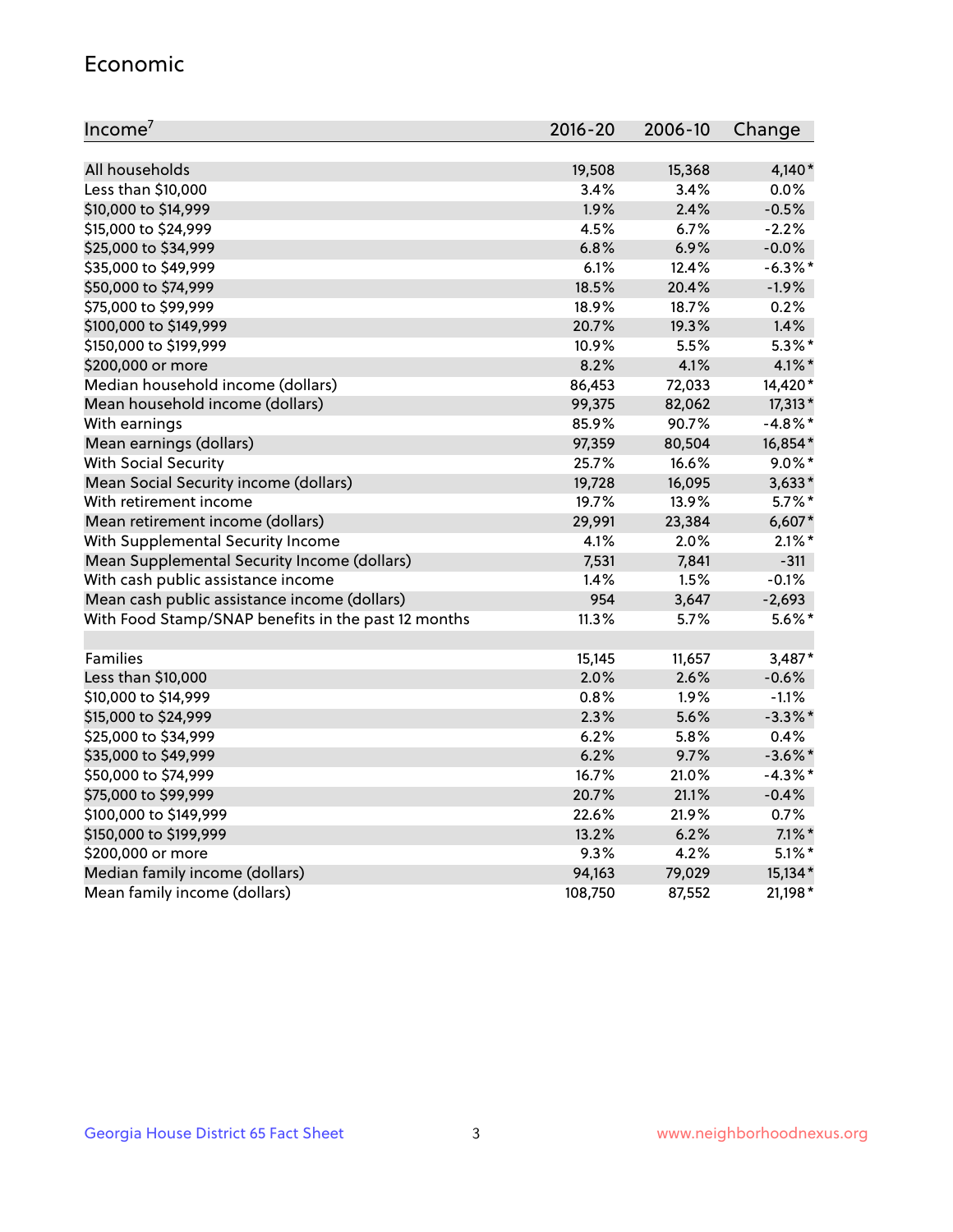## Economic

| Income[7] | 2016-20 | 2006-10 | Change |
|---|---|---|---|
| All households | 19,508 | 15,368 | 4,140* |
| Less than $10,000 | 3.4% | 3.4% | 0.0% |
| $10,000 to $14,999 | 1.9% | 2.4% | -0.5% |
| $15,000 to $24,999 | 4.5% | 6.7% | -2.2% |
| $25,000 to $34,999 | 6.8% | 6.9% | -0.0% |
| $35,000 to $49,999 | 6.1% | 12.4% | -6.3%* |
| $50,000 to $74,999 | 18.5% | 20.4% | -1.9% |
| $75,000 to $99,999 | 18.9% | 18.7% | 0.2% |
| $100,000 to $149,999 | 20.7% | 19.3% | 1.4% |
| $150,000 to $199,999 | 10.9% | 5.5% | 5.3%* |
| $200,000 or more | 8.2% | 4.1% | 4.1%* |
| Median household income (dollars) | 86,453 | 72,033 | 14,420* |
| Mean household income (dollars) | 99,375 | 82,062 | 17,313* |
| With earnings | 85.9% | 90.7% | -4.8%* |
| Mean earnings (dollars) | 97,359 | 80,504 | 16,854* |
| With Social Security | 25.7% | 16.6% | 9.0%* |
| Mean Social Security income (dollars) | 19,728 | 16,095 | 3,633* |
| With retirement income | 19.7% | 13.9% | 5.7%* |
| Mean retirement income (dollars) | 29,991 | 23,384 | 6,607* |
| With Supplemental Security Income | 4.1% | 2.0% | 2.1%* |
| Mean Supplemental Security Income (dollars) | 7,531 | 7,841 | -311 |
| With cash public assistance income | 1.4% | 1.5% | -0.1% |
| Mean cash public assistance income (dollars) | 954 | 3,647 | -2,693 |
| With Food Stamp/SNAP benefits in the past 12 months | 11.3% | 5.7% | 5.6%* |
| | | | |
| Families | 15,145 | 11,657 | 3,487* |
| Less than $10,000 | 2.0% | 2.6% | -0.6% |
| $10,000 to $14,999 | 0.8% | 1.9% | -1.1% |
| $15,000 to $24,999 | 2.3% | 5.6% | -3.3%* |
| $25,000 to $34,999 | 6.2% | 5.8% | 0.4% |
| $35,000 to $49,999 | 6.2% | 9.7% | -3.6%* |
| $50,000 to $74,999 | 16.7% | 21.0% | -4.3%* |
| $75,000 to $99,999 | 20.7% | 21.1% | -0.4% |
| $100,000 to $149,999 | 22.6% | 21.9% | 0.7% |
| $150,000 to $199,999 | 13.2% | 6.2% | 7.1%* |
| $200,000 or more | 9.3% | 4.2% | 5.1%* |
| Median family income (dollars) | 94,163 | 79,029 | 15,134* |
| Mean family income (dollars) | 108,750 | 87,552 | 21,198* |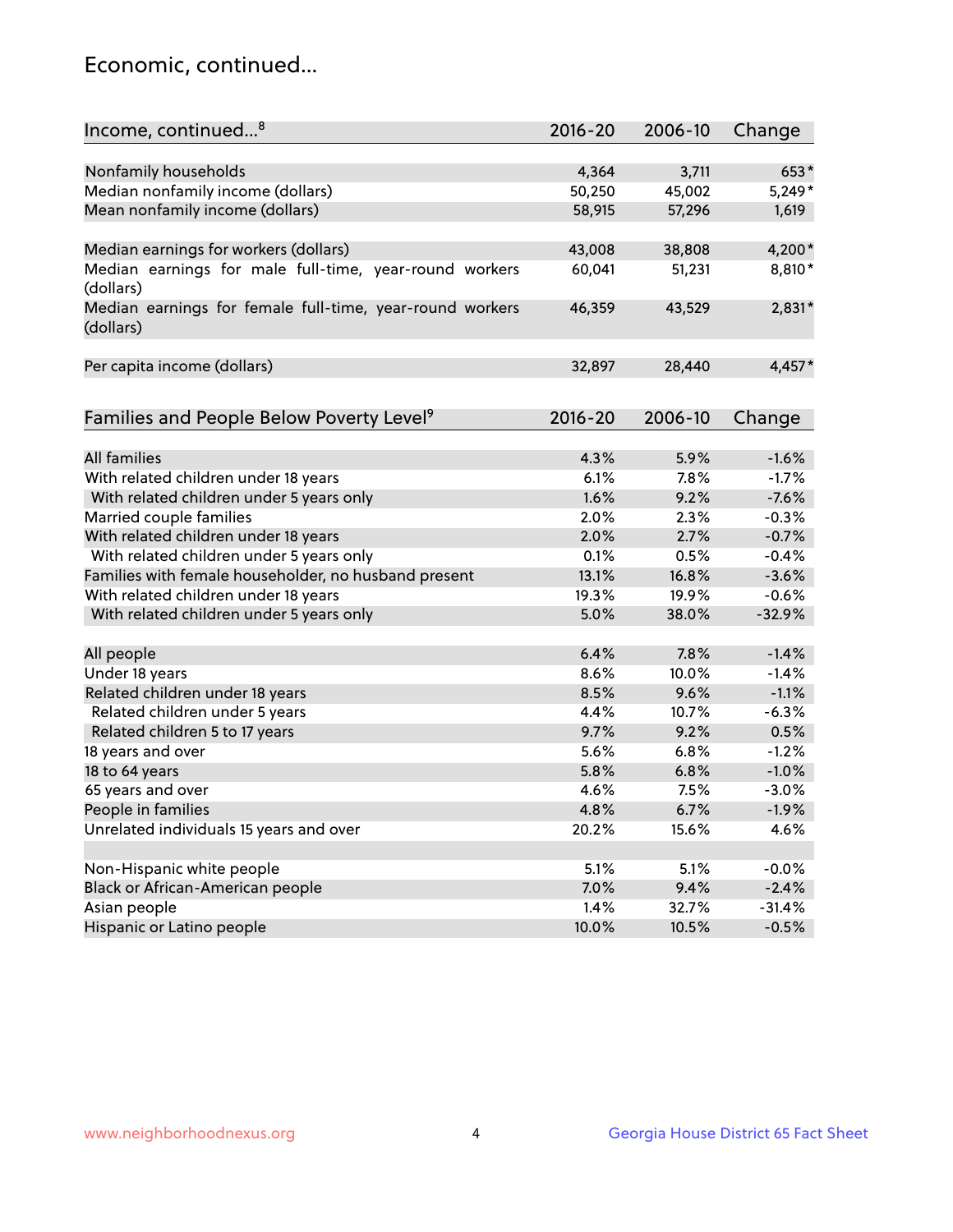## Economic, continued...

| Income, continued...[8] | 2016-20 | 2006-10 | Change |
|---|---|---|---|
| Nonfamily households | 4,364 | 3,711 | 653* |
| Median nonfamily income (dollars) | 50,250 | 45,002 | 5,249* |
| Mean nonfamily income (dollars) | 58,915 | 57,296 | 1,619 |
| Median earnings for workers (dollars) | 43,008 | 38,808 | 4,200* |
| Median earnings for male full-time, year-round workers (dollars) | 60,041 | 51,231 | 8,810* |
| Median earnings for female full-time, year-round workers (dollars) | 46,359 | 43,529 | 2,831* |
| Per capita income (dollars) | 32,897 | 28,440 | 4,457* |

| Families and People Below Poverty Level[9] | 2016-20 | 2006-10 | Change |
|---|---|---|---|
| All families | 4.3% | 5.9% | -1.6% |
| With related children under 18 years | 6.1% | 7.8% | -1.7% |
| With related children under 5 years only | 1.6% | 9.2% | -7.6% |
| Married couple families | 2.0% | 2.3% | -0.3% |
| With related children under 18 years | 2.0% | 2.7% | -0.7% |
| With related children under 5 years only | 0.1% | 0.5% | -0.4% |
| Families with female householder, no husband present | 13.1% | 16.8% | -3.6% |
| With related children under 18 years | 19.3% | 19.9% | -0.6% |
| With related children under 5 years only | 5.0% | 38.0% | -32.9% |
| All people | 6.4% | 7.8% | -1.4% |
| Under 18 years | 8.6% | 10.0% | -1.4% |
| Related children under 18 years | 8.5% | 9.6% | -1.1% |
| Related children under 5 years | 4.4% | 10.7% | -6.3% |
| Related children 5 to 17 years | 9.7% | 9.2% | 0.5% |
| 18 years and over | 5.6% | 6.8% | -1.2% |
| 18 to 64 years | 5.8% | 6.8% | -1.0% |
| 65 years and over | 4.6% | 7.5% | -3.0% |
| People in families | 4.8% | 6.7% | -1.9% |
| Unrelated individuals 15 years and over | 20.2% | 15.6% | 4.6% |
| Non-Hispanic white people | 5.1% | 5.1% | -0.0% |
| Black or African-American people | 7.0% | 9.4% | -2.4% |
| Asian people | 1.4% | 32.7% | -31.4% |
| Hispanic or Latino people | 10.0% | 10.5% | -0.5% |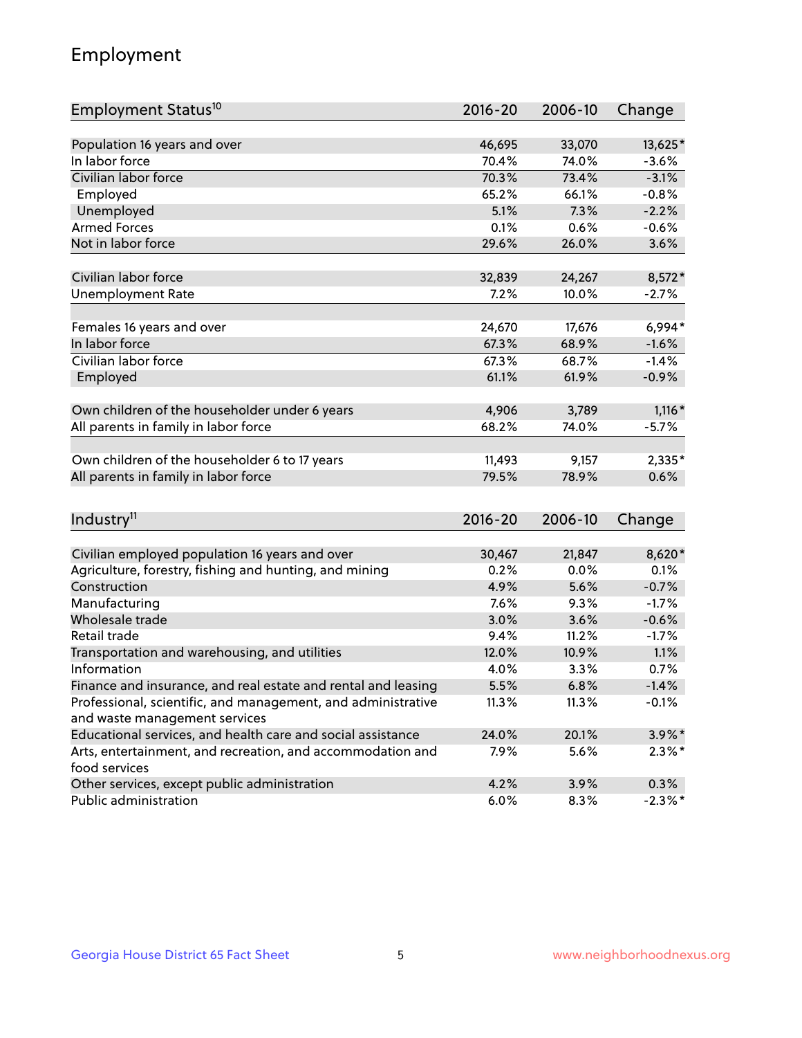## Employment

| Employment Status[10] | 2016-20 | 2006-10 | Change |
|---|---|---|---|
| Population 16 years and over | 46,695 | 33,070 | 13,625* |
| In labor force | 70.4% | 74.0% | -3.6% |
| Civilian labor force | 70.3% | 73.4% | -3.1% |
| Employed | 65.2% | 66.1% | -0.8% |
| Unemployed | 5.1% | 7.3% | -2.2% |
| Armed Forces | 0.1% | 0.6% | -0.6% |
| Not in labor force | 29.6% | 26.0% | 3.6% |
| | | | |
| Civilian labor force | 32,839 | 24,267 | 8,572* |
| Unemployment Rate | 7.2% | 10.0% | -2.7% |
| | | | |
| Females 16 years and over | 24,670 | 17,676 | 6,994* |
| In labor force | 67.3% | 68.9% | -1.6% |
| Civilian labor force | 67.3% | 68.7% | -1.4% |
| Employed | 61.1% | 61.9% | -0.9% |
| | | | |
| Own children of the householder under 6 years | 4,906 | 3,789 | 1,116* |
| All parents in family in labor force | 68.2% | 74.0% | -5.7% |
| | | | |
| Own children of the householder 6 to 17 years | 11,493 | 9,157 | 2,335* |
| All parents in family in labor force | 79.5% | 78.9% | 0.6% |

| Industry[11] | 2016-20 | 2006-10 | Change |
|---|---|---|---|
| Civilian employed population 16 years and over | 30,467 | 21,847 | 8,620* |
| Agriculture, forestry, fishing and hunting, and mining | 0.2% | 0.0% | 0.1% |
| Construction | 4.9% | 5.6% | -0.7% |
| Manufacturing | 7.6% | 9.3% | -1.7% |
| Wholesale trade | 3.0% | 3.6% | -0.6% |
| Retail trade | 9.4% | 11.2% | -1.7% |
| Transportation and warehousing, and utilities | 12.0% | 10.9% | 1.1% |
| Information | 4.0% | 3.3% | 0.7% |
| Finance and insurance, and real estate and rental and leasing | 5.5% | 6.8% | -1.4% |
| Professional, scientific, and management, and administrative and waste management services | 11.3% | 11.3% | -0.1% |
| Educational services, and health care and social assistance | 24.0% | 20.1% | 3.9%* |
| Arts, entertainment, and recreation, and accommodation and food services | 7.9% | 5.6% | 2.3%* |
| Other services, except public administration | 4.2% | 3.9% | 0.3% |
| Public administration | 6.0% | 8.3% | -2.3%* |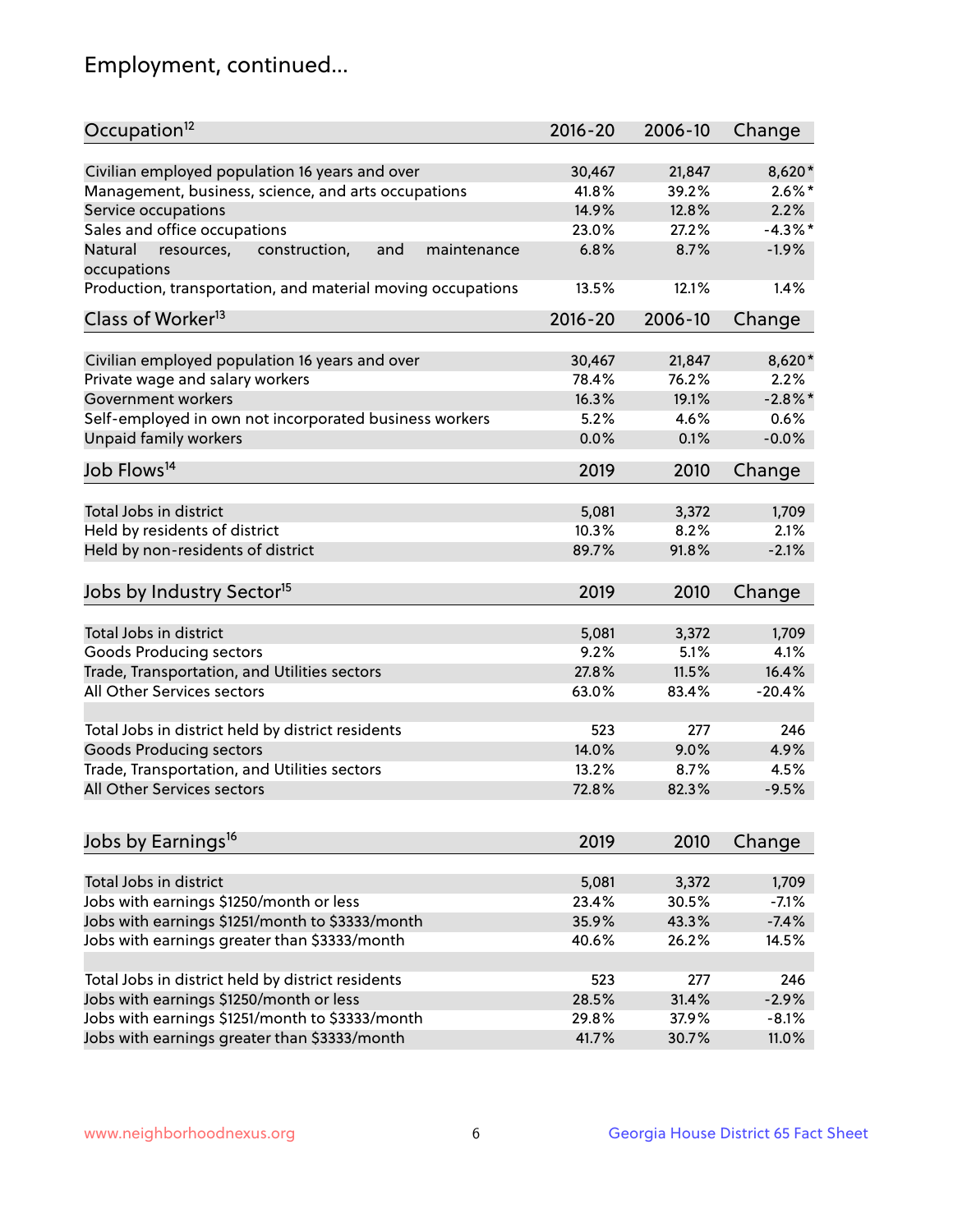## Employment, continued...

| Occupation[12] | 2016-20 | 2006-10 | Change |
|---|---|---|---|
| Civilian employed population 16 years and over | 30,467 | 21,847 | 8,620* |
| Management, business, science, and arts occupations | 41.8% | 39.2% | 2.6%* |
| Service occupations | 14.9% | 12.8% | 2.2% |
| Sales and office occupations | 23.0% | 27.2% | -4.3%* |
| Natural resources, construction, and maintenance occupations | 6.8% | 8.7% | -1.9% |
| Production, transportation, and material moving occupations | 13.5% | 12.1% | 1.4% |

| Class of Worker[13] | 2016-20 | 2006-10 | Change |
|---|---|---|---|
| Civilian employed population 16 years and over | 30,467 | 21,847 | 8,620* |
| Private wage and salary workers | 78.4% | 76.2% | 2.2% |
| Government workers | 16.3% | 19.1% | -2.8%* |
| Self-employed in own not incorporated business workers | 5.2% | 4.6% | 0.6% |
| Unpaid family workers | 0.0% | 0.1% | -0.0% |

| Job Flows[14] | 2019 | 2010 | Change |
|---|---|---|---|
| Total Jobs in district | 5,081 | 3,372 | 1,709 |
| Held by residents of district | 10.3% | 8.2% | 2.1% |
| Held by non-residents of district | 89.7% | 91.8% | -2.1% |

| Jobs by Industry Sector[15] | 2019 | 2010 | Change |
|---|---|---|---|
| Total Jobs in district | 5,081 | 3,372 | 1,709 |
| Goods Producing sectors | 9.2% | 5.1% | 4.1% |
| Trade, Transportation, and Utilities sectors | 27.8% | 11.5% | 16.4% |
| All Other Services sectors | 63.0% | 83.4% | -20.4% |
| | | | |
| Total Jobs in district held by district residents | 523 | 277 | 246 |
| Goods Producing sectors | 14.0% | 9.0% | 4.9% |
| Trade, Transportation, and Utilities sectors | 13.2% | 8.7% | 4.5% |
| All Other Services sectors | 72.8% | 82.3% | -9.5% |

| Jobs by Earnings[16] | 2019 | 2010 | Change |
|---|---|---|---|
| Total Jobs in district | 5,081 | 3,372 | 1,709 |
| Jobs with earnings $1250/month or less | 23.4% | 30.5% | -7.1% |
| Jobs with earnings $1251/month to $3333/month | 35.9% | 43.3% | -7.4% |
| Jobs with earnings greater than $3333/month | 40.6% | 26.2% | 14.5% |
| | | | |
| Total Jobs in district held by district residents | 523 | 277 | 246 |
| Jobs with earnings $1250/month or less | 28.5% | 31.4% | -2.9% |
| Jobs with earnings $1251/month to $3333/month | 29.8% | 37.9% | -8.1% |
| Jobs with earnings greater than $3333/month | 41.7% | 30.7% | 11.0% |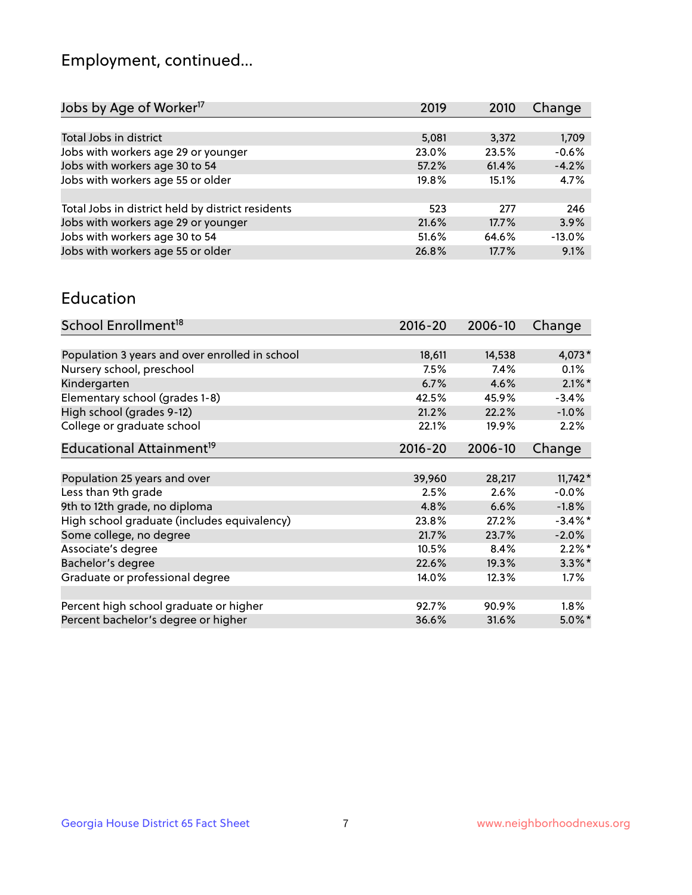# Employment, continued...

| Jobs by Age of Worker[17] | 2019 | 2010 | Change |
|---|---|---|---|
| Total Jobs in district | 5,081 | 3,372 | 1,709 |
| Jobs with workers age 29 or younger | 23.0% | 23.5% | -0.6% |
| Jobs with workers age 30 to 54 | 57.2% | 61.4% | -4.2% |
| Jobs with workers age 55 or older | 19.8% | 15.1% | 4.7% |
| | | | |
| Total Jobs in district held by district residents | 523 | 277 | 246 |
| Jobs with workers age 29 or younger | 21.6% | 17.7% | 3.9% |
| Jobs with workers age 30 to 54 | 51.6% | 64.6% | -13.0% |
| Jobs with workers age 55 or older | 26.8% | 17.7% | 9.1% |

## Education

| School Enrollment[18] | 2016-20 | 2006-10 | Change |
|---|---|---|---|
| Population 3 years and over enrolled in school | 18,611 | 14,538 | 4,073* |
| Nursery school, preschool | 7.5% | 7.4% | 0.1% |
| Kindergarten | 6.7% | 4.6% | 2.1%* |
| Elementary school (grades 1-8) | 42.5% | 45.9% | -3.4% |
| High school (grades 9-12) | 21.2% | 22.2% | -1.0% |
| College or graduate school | 22.1% | 19.9% | 2.2% |

| Educational Attainment[19] | 2016-20 | 2006-10 | Change |
|---|---|---|---|
| Population 25 years and over | 39,960 | 28,217 | 11,742* |
| Less than 9th grade | 2.5% | 2.6% | -0.0% |
| 9th to 12th grade, no diploma | 4.8% | 6.6% | -1.8% |
| High school graduate (includes equivalency) | 23.8% | 27.2% | -3.4%* |
| Some college, no degree | 21.7% | 23.7% | -2.0% |
| Associate's degree | 10.5% | 8.4% | 2.2%* |
| Bachelor's degree | 22.6% | 19.3% | 3.3%* |
| Graduate or professional degree | 14.0% | 12.3% | 1.7% |
| | | | |
| Percent high school graduate or higher | 92.7% | 90.9% | 1.8% |
| Percent bachelor's degree or higher | 36.6% | 31.6% | 5.0%* |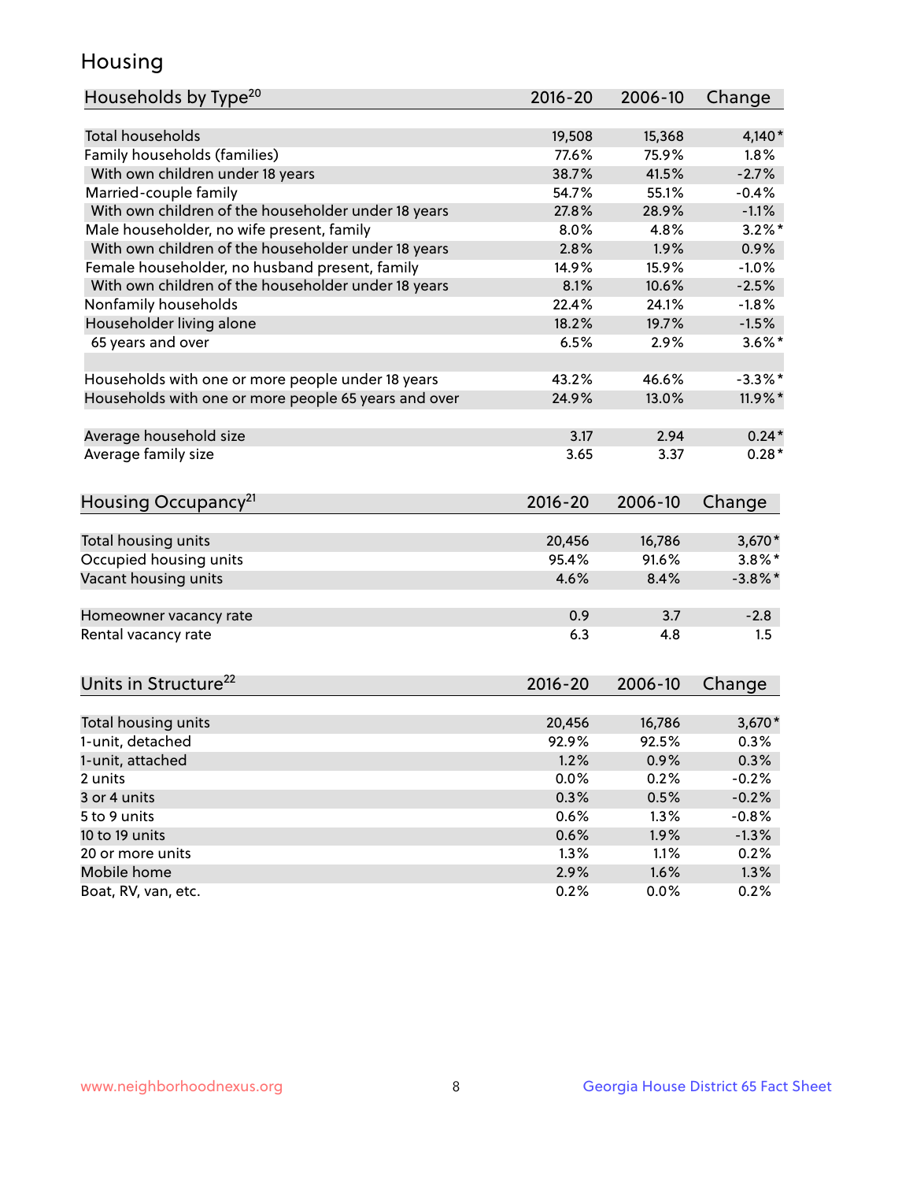# Housing

| Households by Type[20] | 2016-20 | 2006-10 | Change |
|---|---|---|---|
| Total households | 19,508 | 15,368 | 4,140* |
| Family households (families) | 77.6% | 75.9% | 1.8% |
| With own children under 18 years | 38.7% | 41.5% | -2.7% |
| Married-couple family | 54.7% | 55.1% | -0.4% |
| With own children of the householder under 18 years | 27.8% | 28.9% | -1.1% |
| Male householder, no wife present, family | 8.0% | 4.8% | 3.2%* |
| With own children of the householder under 18 years | 2.8% | 1.9% | 0.9% |
| Female householder, no husband present, family | 14.9% | 15.9% | -1.0% |
| With own children of the householder under 18 years | 8.1% | 10.6% | -2.5% |
| Nonfamily households | 22.4% | 24.1% | -1.8% |
| Householder living alone | 18.2% | 19.7% | -1.5% |
| 65 years and over | 6.5% | 2.9% | 3.6%* |
| | | | |
| Households with one or more people under 18 years | 43.2% | 46.6% | -3.3%* |
| Households with one or more people 65 years and over | 24.9% | 13.0% | 11.9%* |
| | | | |
| Average household size | 3.17 | 2.94 | 0.24* |
| Average family size | 3.65 | 3.37 | 0.28* |

| Housing Occupancy[21] | 2016-20 | 2006-10 | Change |
|---|---|---|---|
| Total housing units | 20,456 | 16,786 | 3,670* |
| Occupied housing units | 95.4% | 91.6% | 3.8%* |
| Vacant housing units | 4.6% | 8.4% | -3.8%* |
| | | | |
| Homeowner vacancy rate | 0.9 | 3.7 | -2.8 |
| Rental vacancy rate | 6.3 | 4.8 | 1.5 |

| Units in Structure[22] | 2016-20 | 2006-10 | Change |
|---|---|---|---|
| Total housing units | 20,456 | 16,786 | 3,670* |
| 1-unit, detached | 92.9% | 92.5% | 0.3% |
| 1-unit, attached | 1.2% | 0.9% | 0.3% |
| 2 units | 0.0% | 0.2% | -0.2% |
| 3 or 4 units | 0.3% | 0.5% | -0.2% |
| 5 to 9 units | 0.6% | 1.3% | -0.8% |
| 10 to 19 units | 0.6% | 1.9% | -1.3% |
| 20 or more units | 1.3% | 1.1% | 0.2% |
| Mobile home | 2.9% | 1.6% | 1.3% |
| Boat, RV, van, etc. | 0.2% | 0.0% | 0.2% |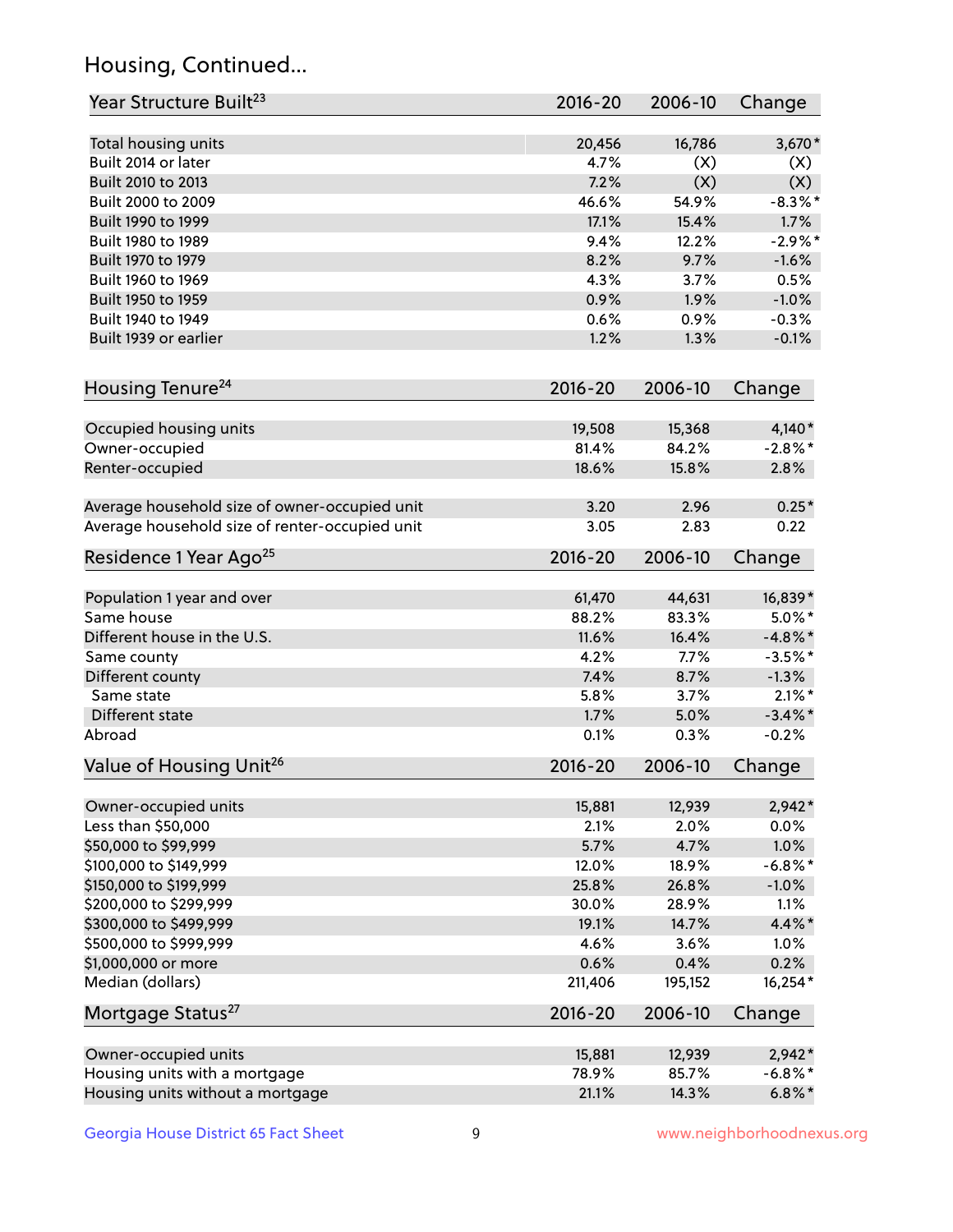## Housing, Continued...

| Year Structure Built[23] | 2016-20 | 2006-10 | Change |
|---|---|---|---|
| Total housing units | 20,456 | 16,786 | 3,670* |
| Built 2014 or later | 4.7% | (X) | (X) |
| Built 2010 to 2013 | 7.2% | (X) | (X) |
| Built 2000 to 2009 | 46.6% | 54.9% | -8.3%* |
| Built 1990 to 1999 | 17.1% | 15.4% | 1.7% |
| Built 1980 to 1989 | 9.4% | 12.2% | -2.9%* |
| Built 1970 to 1979 | 8.2% | 9.7% | -1.6% |
| Built 1960 to 1969 | 4.3% | 3.7% | 0.5% |
| Built 1950 to 1959 | 0.9% | 1.9% | -1.0% |
| Built 1940 to 1949 | 0.6% | 0.9% | -0.3% |
| Built 1939 or earlier | 1.2% | 1.3% | -0.1% |

| Housing Tenure[24] | 2016-20 | 2006-10 | Change |
|---|---|---|---|
| Occupied housing units | 19,508 | 15,368 | 4,140* |
| Owner-occupied | 81.4% | 84.2% | -2.8%* |
| Renter-occupied | 18.6% | 15.8% | 2.8% |
| Average household size of owner-occupied unit | 3.20 | 2.96 | 0.25* |
| Average household size of renter-occupied unit | 3.05 | 2.83 | 0.22 |

| Residence 1 Year Ago[25] | 2016-20 | 2006-10 | Change |
|---|---|---|---|
| Population 1 year and over | 61,470 | 44,631 | 16,839* |
| Same house | 88.2% | 83.3% | 5.0%* |
| Different house in the U.S. | 11.6% | 16.4% | -4.8%* |
| Same county | 4.2% | 7.7% | -3.5%* |
| Different county | 7.4% | 8.7% | -1.3% |
| Same state | 5.8% | 3.7% | 2.1%* |
| Different state | 1.7% | 5.0% | -3.4%* |
| Abroad | 0.1% | 0.3% | -0.2% |

| Value of Housing Unit[26] | 2016-20 | 2006-10 | Change |
|---|---|---|---|
| Owner-occupied units | 15,881 | 12,939 | 2,942* |
| Less than $50,000 | 2.1% | 2.0% | 0.0% |
| $50,000 to $99,999 | 5.7% | 4.7% | 1.0% |
| $100,000 to $149,999 | 12.0% | 18.9% | -6.8%* |
| $150,000 to $199,999 | 25.8% | 26.8% | -1.0% |
| $200,000 to $299,999 | 30.0% | 28.9% | 1.1% |
| $300,000 to $499,999 | 19.1% | 14.7% | 4.4%* |
| $500,000 to $999,999 | 4.6% | 3.6% | 1.0% |
| $1,000,000 or more | 0.6% | 0.4% | 0.2% |
| Median (dollars) | 211,406 | 195,152 | 16,254* |

| Mortgage Status[27] | 2016-20 | 2006-10 | Change |
|---|---|---|---|
| Owner-occupied units | 15,881 | 12,939 | 2,942* |
| Housing units with a mortgage | 78.9% | 85.7% | -6.8%* |
| Housing units without a mortgage | 21.1% | 14.3% | 6.8%* |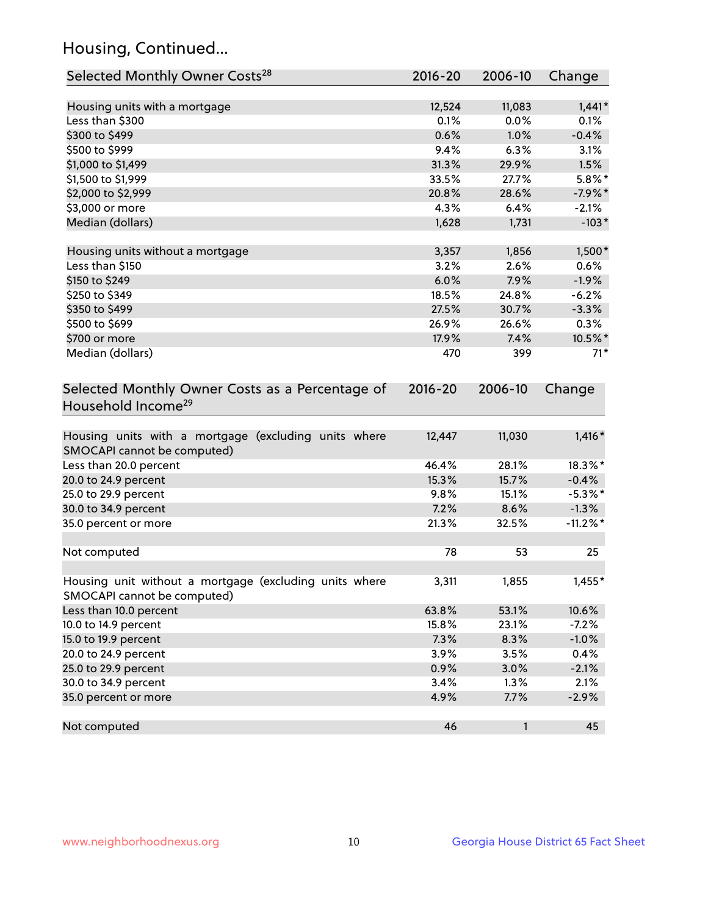## Housing, Continued...

| Selected Monthly Owner Costs[28] | 2016-20 | 2006-10 | Change |
|---|---|---|---|
| Housing units with a mortgage | 12,524 | 11,083 | 1,441* |
| Less than $300 | 0.1% | 0.0% | 0.1% |
| $300 to $499 | 0.6% | 1.0% | -0.4% |
| $500 to $999 | 9.4% | 6.3% | 3.1% |
| $1,000 to $1,499 | 31.3% | 29.9% | 1.5% |
| $1,500 to $1,999 | 33.5% | 27.7% | 5.8%* |
| $2,000 to $2,999 | 20.8% | 28.6% | -7.9%* |
| $3,000 or more | 4.3% | 6.4% | -2.1% |
| Median (dollars) | 1,628 | 1,731 | -103* |
| | | | |
| Housing units without a mortgage | 3,357 | 1,856 | 1,500* |
| Less than $150 | 3.2% | 2.6% | 0.6% |
| $150 to $249 | 6.0% | 7.9% | -1.9% |
| $250 to $349 | 18.5% | 24.8% | -6.2% |
| $350 to $499 | 27.5% | 30.7% | -3.3% |
| $500 to $699 | 26.9% | 26.6% | 0.3% |
| $700 or more | 17.9% | 7.4% | 10.5%* |
| Median (dollars) | 470 | 399 | 71* |

| Selected Monthly Owner Costs as a Percentage of Household Income[29] | 2016-20 | 2006-10 | Change |
|---|---|---|---|
| Housing units with a mortgage (excluding units where SMOCAPI cannot be computed) | 12,447 | 11,030 | 1,416* |
| Less than 20.0 percent | 46.4% | 28.1% | 18.3%* |
| 20.0 to 24.9 percent | 15.3% | 15.7% | -0.4% |
| 25.0 to 29.9 percent | 9.8% | 15.1% | -5.3%* |
| 30.0 to 34.9 percent | 7.2% | 8.6% | -1.3% |
| 35.0 percent or more | 21.3% | 32.5% | -11.2%* |
| | | | |
| Not computed | 78 | 53 | 25 |
| | | | |
| Housing unit without a mortgage (excluding units where SMOCAPI cannot be computed) | 3,311 | 1,855 | 1,455* |
| Less than 10.0 percent | 63.8% | 53.1% | 10.6% |
| 10.0 to 14.9 percent | 15.8% | 23.1% | -7.2% |
| 15.0 to 19.9 percent | 7.3% | 8.3% | -1.0% |
| 20.0 to 24.9 percent | 3.9% | 3.5% | 0.4% |
| 25.0 to 29.9 percent | 0.9% | 3.0% | -2.1% |
| 30.0 to 34.9 percent | 3.4% | 1.3% | 2.1% |
| 35.0 percent or more | 4.9% | 7.7% | -2.9% |
| | | | |
| Not computed | 46 | 1 | 45 |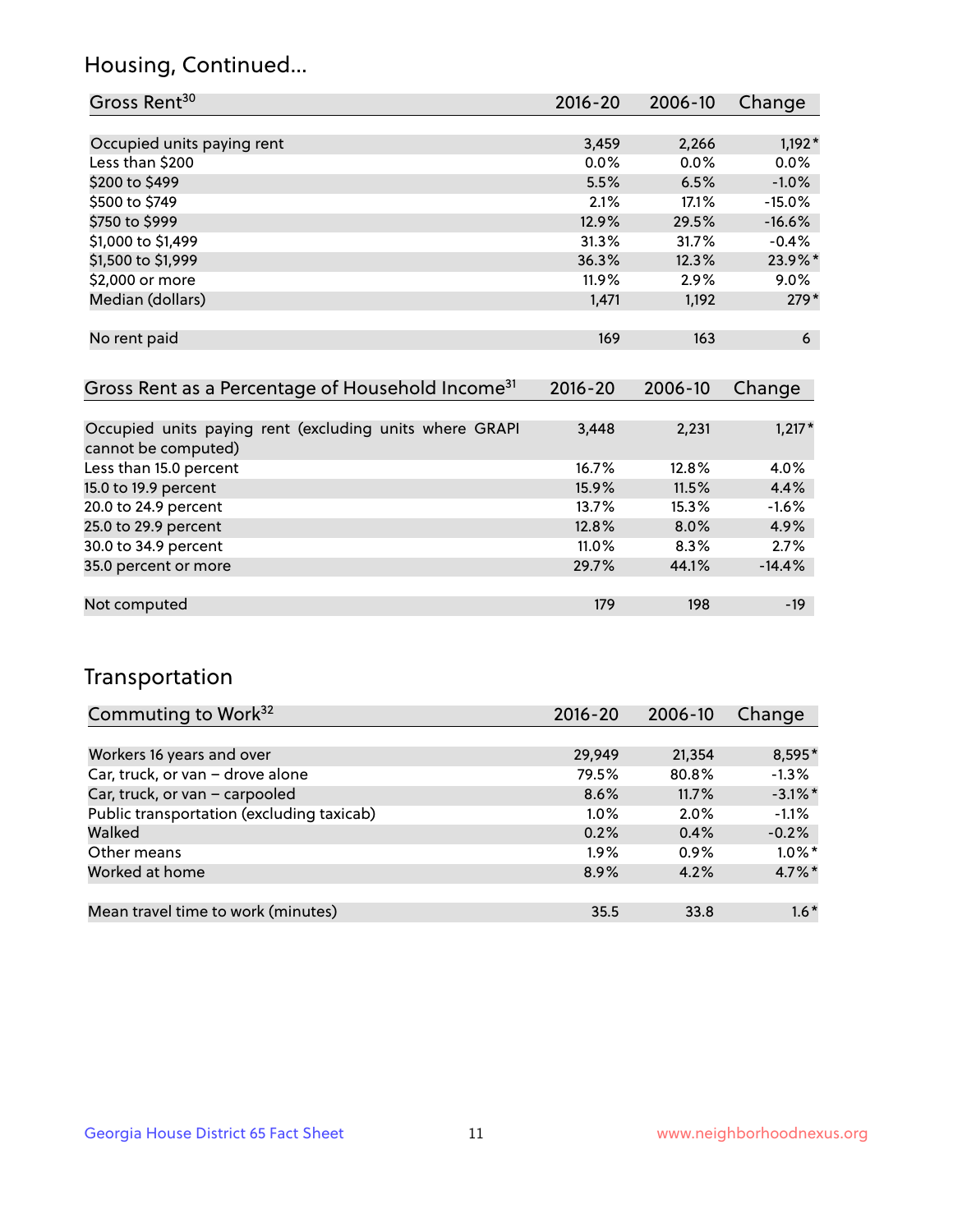## Housing, Continued...

| Gross Rent[30] | 2016-20 | 2006-10 | Change |
|---|---|---|---|
| Occupied units paying rent | 3,459 | 2,266 | 1,192* |
| Less than $200 | 0.0% | 0.0% | 0.0% |
| $200 to $499 | 5.5% | 6.5% | -1.0% |
| $500 to $749 | 2.1% | 17.1% | -15.0% |
| $750 to $999 | 12.9% | 29.5% | -16.6% |
| $1,000 to $1,499 | 31.3% | 31.7% | -0.4% |
| $1,500 to $1,999 | 36.3% | 12.3% | 23.9%* |
| $2,000 or more | 11.9% | 2.9% | 9.0% |
| Median (dollars) | 1,471 | 1,192 | 279* |
| No rent paid | 169 | 163 | 6 |

| Gross Rent as a Percentage of Household Income[31] | 2016-20 | 2006-10 | Change |
|---|---|---|---|
| Occupied units paying rent (excluding units where GRAPI cannot be computed) | 3,448 | 2,231 | 1,217* |
| Less than 15.0 percent | 16.7% | 12.8% | 4.0% |
| 15.0 to 19.9 percent | 15.9% | 11.5% | 4.4% |
| 20.0 to 24.9 percent | 13.7% | 15.3% | -1.6% |
| 25.0 to 29.9 percent | 12.8% | 8.0% | 4.9% |
| 30.0 to 34.9 percent | 11.0% | 8.3% | 2.7% |
| 35.0 percent or more | 29.7% | 44.1% | -14.4% |
| Not computed | 179 | 198 | -19 |

## Transportation

| Commuting to Work[32] | 2016-20 | 2006-10 | Change |
|---|---|---|---|
| Workers 16 years and over | 29,949 | 21,354 | 8,595* |
| Car, truck, or van – drove alone | 79.5% | 80.8% | -1.3% |
| Car, truck, or van – carpooled | 8.6% | 11.7% | -3.1%* |
| Public transportation (excluding taxicab) | 1.0% | 2.0% | -1.1% |
| Walked | 0.2% | 0.4% | -0.2% |
| Other means | 1.9% | 0.9% | 1.0%* |
| Worked at home | 8.9% | 4.2% | 4.7%* |
| Mean travel time to work (minutes) | 35.5 | 33.8 | 1.6* |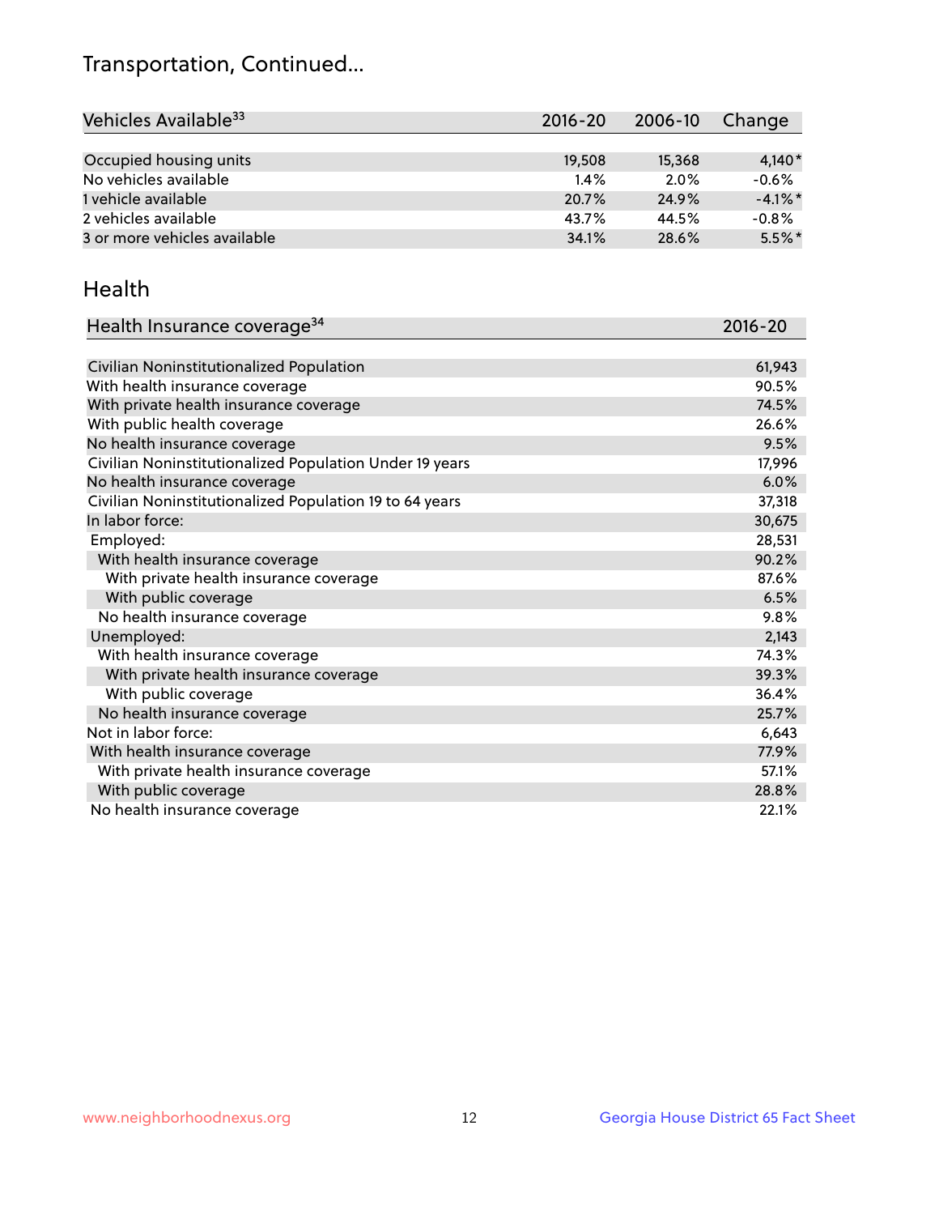# Transportation, Continued...

| Vehicles Available[33] | 2016-20 | 2006-10 | Change |
|---|---|---|---|
| Occupied housing units | 19,508 | 15,368 | 4,140* |
| No vehicles available | 1.4% | 2.0% | -0.6% |
| 1 vehicle available | 20.7% | 24.9% | -4.1%* |
| 2 vehicles available | 43.7% | 44.5% | -0.8% |
| 3 or more vehicles available | 34.1% | 28.6% | 5.5%* |

## Health

| Health Insurance coverage[34] | 2016-20 |
|---|---|
| Civilian Noninstitutionalized Population | 61,943 |
| With health insurance coverage | 90.5% |
| With private health insurance coverage | 74.5% |
| With public health coverage | 26.6% |
| No health insurance coverage | 9.5% |
| Civilian Noninstitutionalized Population Under 19 years | 17,996 |
| No health insurance coverage | 6.0% |
| Civilian Noninstitutionalized Population 19 to 64 years | 37,318 |
| In labor force: | 30,675 |
| Employed: | 28,531 |
| With health insurance coverage | 90.2% |
| With private health insurance coverage | 87.6% |
| With public coverage | 6.5% |
| No health insurance coverage | 9.8% |
| Unemployed: | 2,143 |
| With health insurance coverage | 74.3% |
| With private health insurance coverage | 39.3% |
| With public coverage | 36.4% |
| No health insurance coverage | 25.7% |
| Not in labor force: | 6,643 |
| With health insurance coverage | 77.9% |
| With private health insurance coverage | 57.1% |
| With public coverage | 28.8% |
| No health insurance coverage | 22.1% |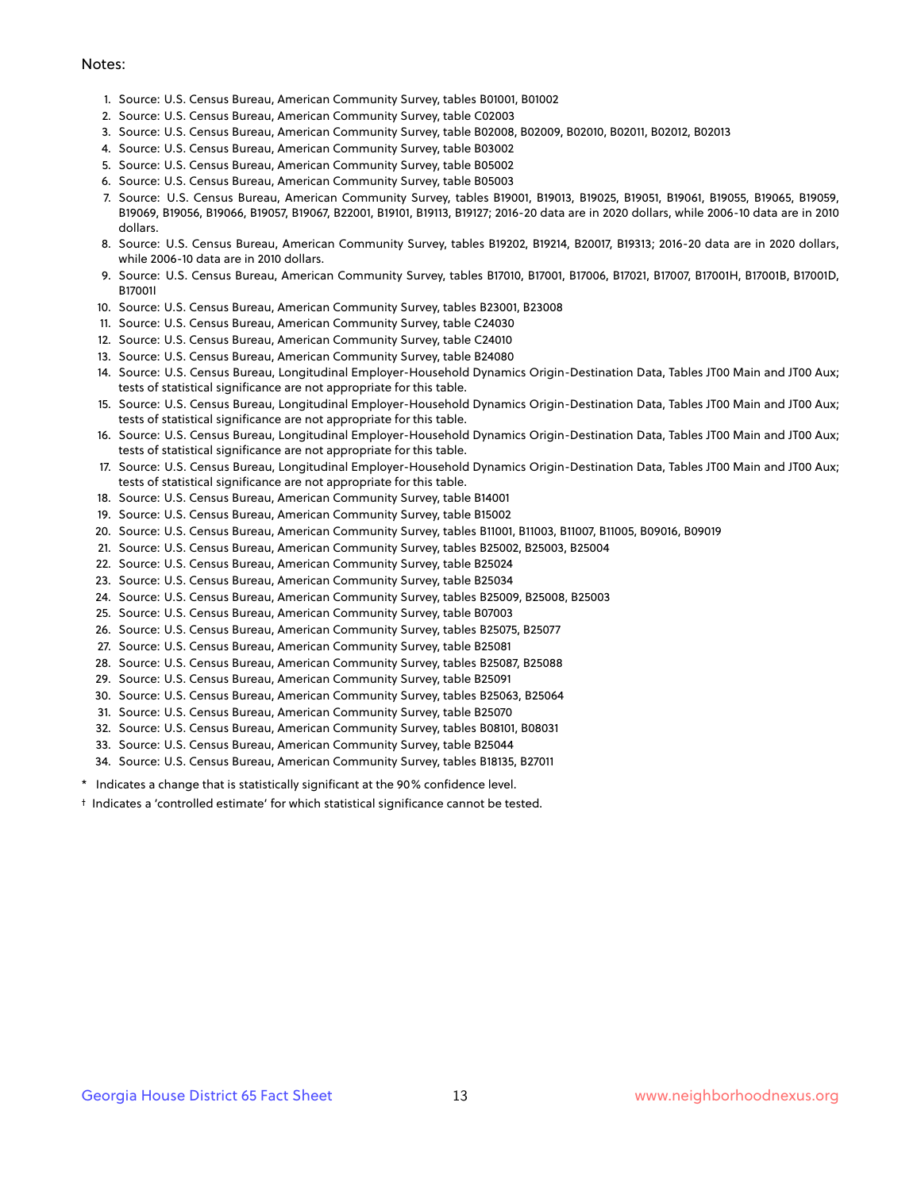Notes:

1. Source: U.S. Census Bureau, American Community Survey, tables B01001, B01002
2. Source: U.S. Census Bureau, American Community Survey, table C02003
3. Source: U.S. Census Bureau, American Community Survey, table B02008, B02009, B02010, B02011, B02012, B02013
4. Source: U.S. Census Bureau, American Community Survey, table B03002
5. Source: U.S. Census Bureau, American Community Survey, table B05002
6. Source: U.S. Census Bureau, American Community Survey, table B05003
7. Source: U.S. Census Bureau, American Community Survey, tables B19001, B19013, B19025, B19051, B19061, B19055, B19065, B19059, B19069, B19056, B19066, B19057, B19067, B22001, B19101, B19113, B19127; 2016-20 data are in 2020 dollars, while 2006-10 data are in 2010 dollars.
8. Source: U.S. Census Bureau, American Community Survey, tables B19202, B19214, B20017, B19313; 2016-20 data are in 2020 dollars, while 2006-10 data are in 2010 dollars.
9. Source: U.S. Census Bureau, American Community Survey, tables B17010, B17001, B17006, B17021, B17007, B17001H, B17001B, B17001D, B17001I
10. Source: U.S. Census Bureau, American Community Survey, tables B23001, B23008
11. Source: U.S. Census Bureau, American Community Survey, table C24030
12. Source: U.S. Census Bureau, American Community Survey, table C24010
13. Source: U.S. Census Bureau, American Community Survey, table B24080
14. Source: U.S. Census Bureau, Longitudinal Employer-Household Dynamics Origin-Destination Data, Tables JT00 Main and JT00 Aux; tests of statistical significance are not appropriate for this table.
15. Source: U.S. Census Bureau, Longitudinal Employer-Household Dynamics Origin-Destination Data, Tables JT00 Main and JT00 Aux; tests of statistical significance are not appropriate for this table.
16. Source: U.S. Census Bureau, Longitudinal Employer-Household Dynamics Origin-Destination Data, Tables JT00 Main and JT00 Aux; tests of statistical significance are not appropriate for this table.
17. Source: U.S. Census Bureau, Longitudinal Employer-Household Dynamics Origin-Destination Data, Tables JT00 Main and JT00 Aux; tests of statistical significance are not appropriate for this table.
18. Source: U.S. Census Bureau, American Community Survey, table B14001
19. Source: U.S. Census Bureau, American Community Survey, table B15002
20. Source: U.S. Census Bureau, American Community Survey, tables B11001, B11003, B11007, B11005, B09016, B09019
21. Source: U.S. Census Bureau, American Community Survey, tables B25002, B25003, B25004
22. Source: U.S. Census Bureau, American Community Survey, table B25024
23. Source: U.S. Census Bureau, American Community Survey, table B25034
24. Source: U.S. Census Bureau, American Community Survey, tables B25009, B25008, B25003
25. Source: U.S. Census Bureau, American Community Survey, table B07003
26. Source: U.S. Census Bureau, American Community Survey, tables B25075, B25077
27. Source: U.S. Census Bureau, American Community Survey, table B25081
28. Source: U.S. Census Bureau, American Community Survey, tables B25087, B25088
29. Source: U.S. Census Bureau, American Community Survey, table B25091
30. Source: U.S. Census Bureau, American Community Survey, tables B25063, B25064
31. Source: U.S. Census Bureau, American Community Survey, table B25070
32. Source: U.S. Census Bureau, American Community Survey, tables B08101, B08031
33. Source: U.S. Census Bureau, American Community Survey, table B25044
34. Source: U.S. Census Bureau, American Community Survey, tables B18135, B27011

\* Indicates a change that is statistically significant at the 90% confidence level.

† Indicates a 'controlled estimate' for which statistical significance cannot be tested.